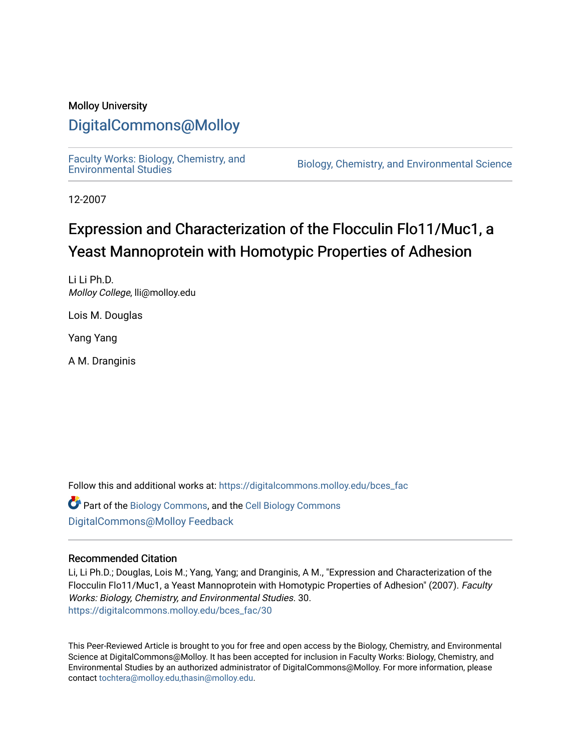Molloy University

## DigitalCommons@Molloy

Faculty Works: Biology, Chemistry, and Environmental Studies

Biology, Chemistry, and Environmental Science

12-2007

# Expression and Characterization of the Flocculin Flo11/Muc1, a Yeast Mannoprotein with Homotypic Properties of Adhesion

Li Li Ph.D.
*Molloy College*, lli@molloy.edu

Lois M. Douglas

Yang Yang

A M. Dranginis

Follow this and additional works at: https://digitalcommons.molloy.edu/bces_fac

Part of the Biology Commons, and the Cell Biology Commons
DigitalCommons@Molloy Feedback

### Recommended Citation

Li, Li Ph.D.; Douglas, Lois M.; Yang, Yang; and Dranginis, A M., "Expression and Characterization of the Flocculin Flo11/Muc1, a Yeast Mannoprotein with Homotypic Properties of Adhesion" (2007). *Faculty Works: Biology, Chemistry, and Environmental Studies*. 30.
https://digitalcommons.molloy.edu/bces_fac/30

This Peer-Reviewed Article is brought to you for free and open access by the Biology, Chemistry, and Environmental Science at DigitalCommons@Molloy. It has been accepted for inclusion in Faculty Works: Biology, Chemistry, and Environmental Studies by an authorized administrator of DigitalCommons@Molloy. For more information, please contact tochtera@molloy.edu,thasin@molloy.edu.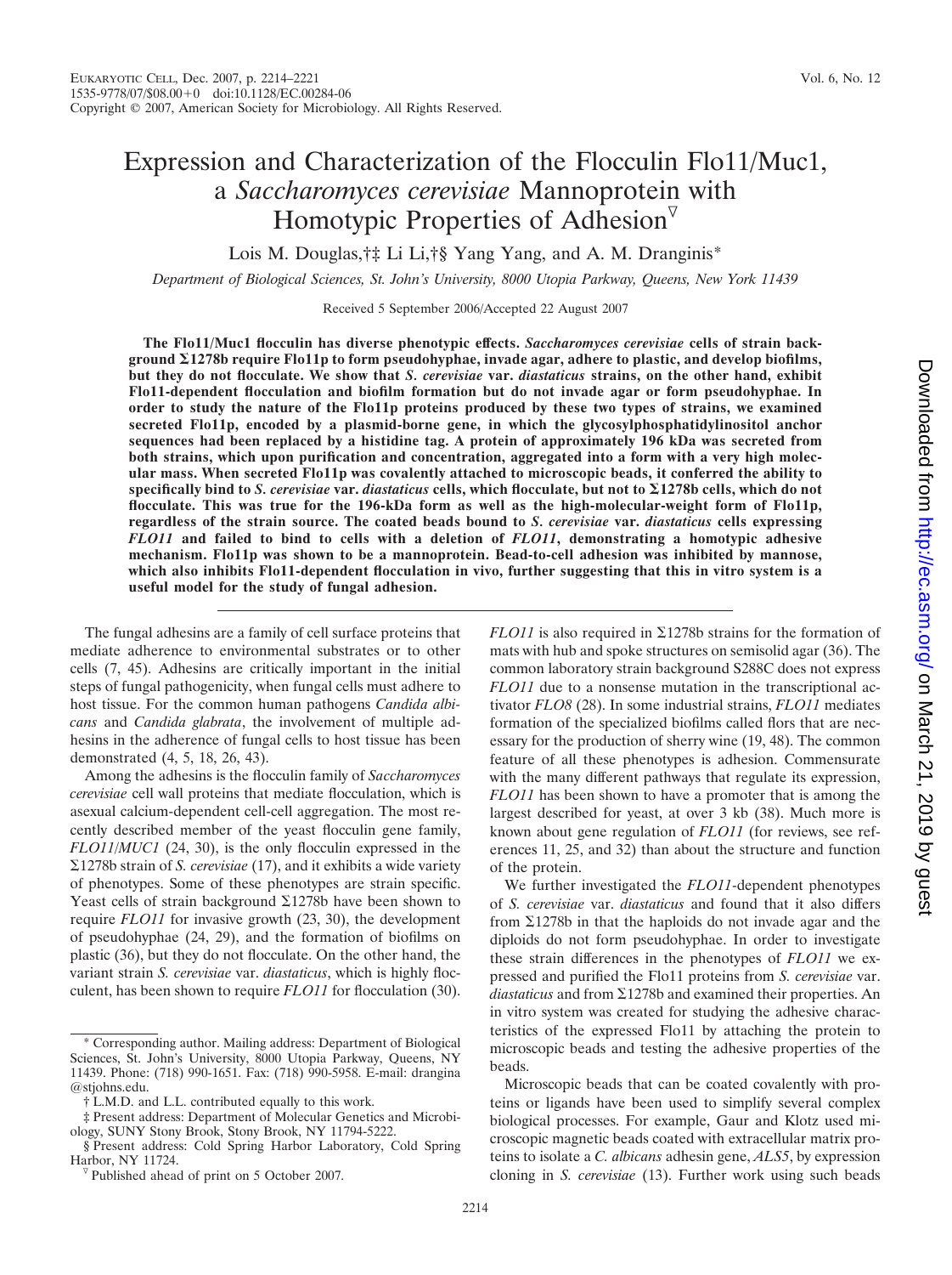# Expression and Characterization of the Flocculin Flo11/Muc1, a *Saccharomyces cerevisiae* Mannoprotein with Homotypic Properties of Adhesion[▽]

Lois M. Douglas,[†‡] Li Li,[†§] Yang Yang, and A. M. Dranginis[*]

*Department of Biological Sciences, St. John's University, 8000 Utopia Parkway, Queens, New York 11439*

Received 5 September 2006/Accepted 22 August 2007

**The Flo11/Muc1 flocculin has diverse phenotypic effects. *Saccharomyces cerevisiae* cells of strain background Σ1278b require Flo11p to form pseudohyphae, invade agar, adhere to plastic, and develop biofilms, but they do not flocculate. We show that *S. cerevisiae* var. *diastaticus* strains, on the other hand, exhibit Flo11-dependent flocculation and biofilm formation but do not invade agar or form pseudohyphae. In order to study the nature of the Flo11p proteins produced by these two types of strains, we examined secreted Flo11p, encoded by a plasmid-borne gene, in which the glycosylphosphatidylinositol anchor sequences had been replaced by a histidine tag. A protein of approximately 196 kDa was secreted from both strains, which upon purification and concentration, aggregated into a form with a very high molecular mass. When secreted Flo11p was covalently attached to microscopic beads, it conferred the ability to specifically bind to *S. cerevisiae* var. *diastaticus* cells, which flocculate, but not to Σ1278b cells, which do not flocculate. This was true for the 196-kDa form as well as the high-molecular-weight form of Flo11p, regardless of the strain source. The coated beads bound to *S. cerevisiae* var. *diastaticus* cells expressing *FLO11* and failed to bind to cells with a deletion of *FLO11*, demonstrating a homotypic adhesive mechanism. Flo11p was shown to be a mannoprotein. Bead-to-cell adhesion was inhibited by mannose, which also inhibits Flo11-dependent flocculation in vivo, further suggesting that this in vitro system is a useful model for the study of fungal adhesion.**

The fungal adhesins are a family of cell surface proteins that mediate adherence to environmental substrates or to other cells (7, 45). Adhesins are critically important in the initial steps of fungal pathogenicity, when fungal cells must adhere to host tissue. For the common human pathogens *Candida albicans* and *Candida glabrata*, the involvement of multiple adhesins in the adherence of fungal cells to host tissue has been demonstrated (4, 5, 18, 26, 43).

Among the adhesins is the flocculin family of *Saccharomyces cerevisiae* cell wall proteins that mediate flocculation, which is asexual calcium-dependent cell-cell aggregation. The most recently described member of the yeast flocculin gene family, *FLO11/MUC1* (24, 30), is the only flocculin expressed in the Σ1278b strain of *S. cerevisiae* (17), and it exhibits a wide variety of phenotypes. Some of these phenotypes are strain specific. Yeast cells of strain background Σ1278b have been shown to require *FLO11* for invasive growth (23, 30), the development of pseudohyphae (24, 29), and the formation of biofilms on plastic (36), but they do not flocculate. On the other hand, the variant strain *S. cerevisiae* var. *diastaticus*, which is highly flocculent, has been shown to require *FLO11* for flocculation (30).

*FLO11* is also required in Σ1278b strains for the formation of mats with hub and spoke structures on semisolid agar (36). The common laboratory strain background S288C does not express *FLO11* due to a nonsense mutation in the transcriptional activator *FLO8* (28). In some industrial strains, *FLO11* mediates formation of the specialized biofilms called flors that are necessary for the production of sherry wine (19, 48). The common feature of all these phenotypes is adhesion. Commensurate with the many different pathways that regulate its expression, *FLO11* has been shown to have a promoter that is among the largest described for yeast, at over 3 kb (38). Much more is known about gene regulation of *FLO11* (for reviews, see references 11, 25, and 32) than about the structure and function of the protein.

We further investigated the *FLO11*-dependent phenotypes of *S. cerevisiae* var. *diastaticus* and found that it also differs from Σ1278b in that the haploids do not invade agar and the diploids do not form pseudohyphae. In order to investigate these strain differences in the phenotypes of *FLO11* we expressed and purified the Flo11 proteins from *S. cerevisiae* var. *diastaticus* and from Σ1278b and examined their properties. An in vitro system was created for studying the adhesive characteristics of the expressed Flo11 by attaching the protein to microscopic beads and testing the adhesive properties of the beads.

Microscopic beads that can be coated covalently with proteins or ligands have been used to simplify several complex biological processes. For example, Gaur and Klotz used microscopic magnetic beads coated with extracellular matrix proteins to isolate a *C. albicans* adhesin gene, *ALS5*, by expression cloning in *S. cerevisiae* (13). Further work using such beads

---

[*] Corresponding author. Mailing address: Department of Biological Sciences, St. John's University, 8000 Utopia Parkway, Queens, NY 11439. Phone: (718) 990-1651. Fax: (718) 990-5958. E-mail: drangina@stjohns.edu.

[†] L.M.D. and L.L. contributed equally to this work.

[‡] Present address: Department of Molecular Genetics and Microbiology, SUNY Stony Brook, Stony Brook, NY 11794-5222.

[§] Present address: Cold Spring Harbor Laboratory, Cold Spring Harbor, NY 11724.

[▽] Published ahead of print on 5 October 2007.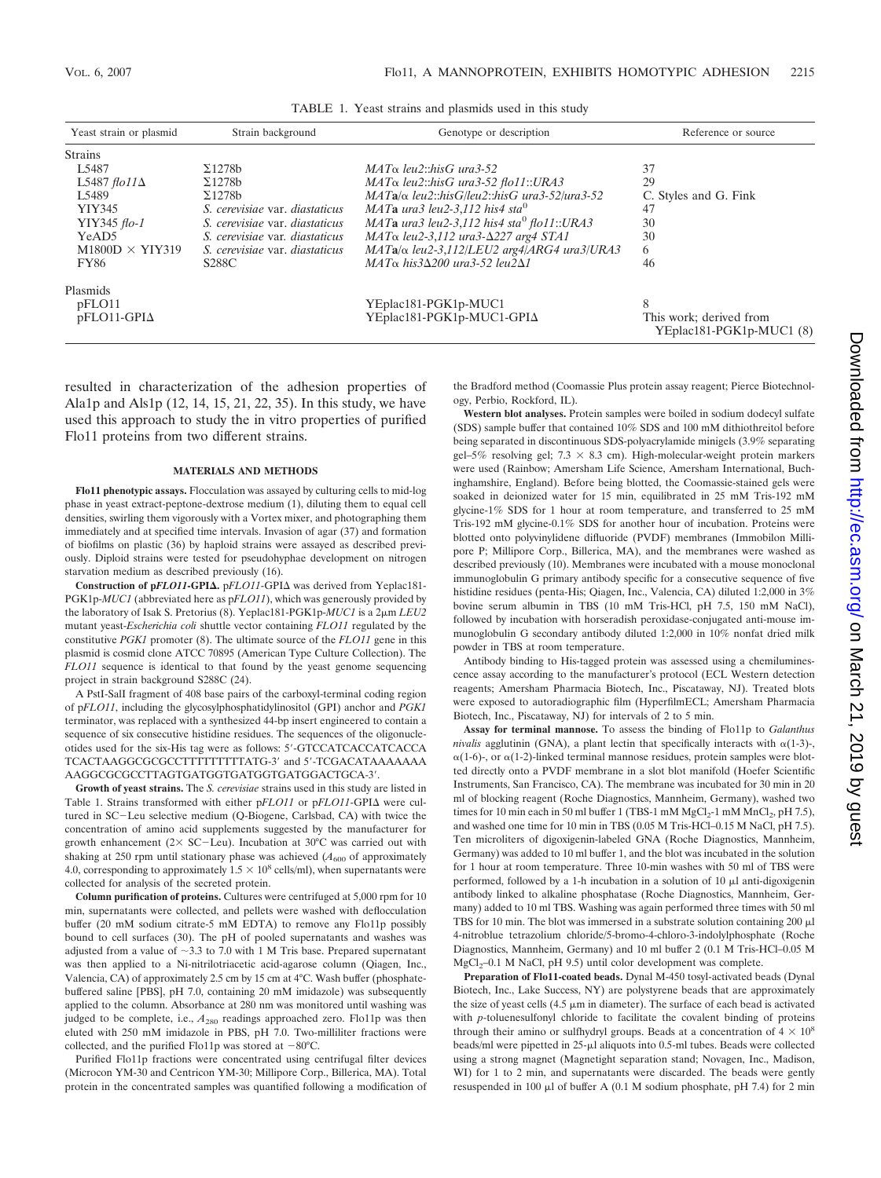TABLE 1. Yeast strains and plasmids used in this study

| Yeast strain or plasmid | Strain background | Genotype or description | Reference or source |
|---|---|---|---|
| Strains | | | |
| L5487 | Σ1278b | *MATα leu2::hisG ura3-52* | 37 |
| L5487 *flo11Δ* | Σ1278b | *MATα leu2::hisG ura3-52 flo11::URA3* | 29 |
| L5489 | Σ1278b | *MAT***a***/α leu2::hisG/leu2::hisG ura3-52/ura3-52* | C. Styles and G. Fink |
| YIY345 | *S. cerevisiae* var. *diastaticus* | *MAT***a** *ura3 leu2-3,112 his4 sta*$^0$ | 47 |
| YIY345 *flo-1* | *S. cerevisiae* var. *diastaticus* | *MAT***a** *ura3 leu2-3,112 his4 sta*$^0$ *flo11::URA3* | 30 |
| YeAD5 | *S. cerevisiae* var. *diastaticus* | *MATα leu2-3,112 ura3-Δ227 arg4 STA1* | 30 |
| M1800D × YIY319 | *S. cerevisiae* var. *diastaticus* | *MAT***a***/α leu2-3,112/LEU2 arg4/ARG4 ura3/URA3* | 6 |
| FY86 | S288C | *MATα his3Δ200 ura3-52 leu2Δ1* | 46 |
| Plasmids | | | |
| pFLO11 | | YEplac181-PGK1p-MUC1 | 8 |
| pFLO11-GPIΔ | | YEplac181-PGK1p-MUC1-GPIΔ | This work; derived from YEplac181-PGK1p-MUC1 (8) |

resulted in characterization of the adhesion properties of Ala1p and Als1p (12, 14, 15, 21, 22, 35). In this study, we have used this approach to study the in vitro properties of purified Flo11 proteins from two different strains.

## MATERIALS AND METHODS

**Flo11 phenotypic assays.** Flocculation was assayed by culturing cells to mid-log phase in yeast extract-peptone-dextrose medium (1), diluting them to equal cell densities, swirling them vigorously with a Vortex mixer, and photographing them immediately and at specified time intervals. Invasion of agar (37) and formation of biofilms on plastic (36) by haploid strains were assayed as described previously. Diploid strains were tested for pseudohyphae development on nitrogen starvation medium as described previously (16).

**Construction of p*FLO11*-GPIΔ.** p*FLO11*-GPIΔ was derived from Yeplac181-PGK1p-*MUC1* (abbreviated here as p*FLO11*), which was generously provided by the laboratory of Isak S. Pretorius (8). Yeplac181-PGK1p-*MUC1* is a 2μm *LEU2* mutant yeast-*Escherichia coli* shuttle vector containing *FLO11* regulated by the constitutive *PGK1* promoter (8). The ultimate source of the *FLO11* gene in this plasmid is cosmid clone ATCC 70895 (American Type Culture Collection). The *FLO11* sequence is identical to that found by the yeast genome sequencing project in strain background S288C (24).

A PstI-SalI fragment of 408 base pairs of the carboxyl-terminal coding region of p*FLO11*, including the glycosylphosphatidylinositol (GPI) anchor and *PGK1* terminator, was replaced with a synthesized 44-bp insert engineered to contain a sequence of six consecutive histidine residues. The sequences of the oligonucleotides used for the six-His tag were as follows: 5′-GTCCATCACCATCACCA TCACTAAGGCGCGCCTTTTTTTTTATG-3′ and 5′-TCGACATAAAAAAA AAGGCGCGCCTTAGTGATGGTGATGGTGATGGACTGCA-3′.

**Growth of yeast strains.** The *S. cerevisiae* strains used in this study are listed in Table 1. Strains transformed with either p*FLO11* or p*FLO11*-GPIΔ were cultured in SC−Leu selective medium (Q-Biogene, Carlsbad, CA) with twice the concentration of amino acid supplements suggested by the manufacturer for growth enhancement (2× SC−Leu). Incubation at 30°C was carried out with shaking at 250 rpm until stationary phase was achieved ($A_{600}$ of approximately 4.0, corresponding to approximately $1.5 \times 10^8$ cells/ml), when supernatants were collected for analysis of the secreted protein.

**Column purification of proteins.** Cultures were centrifuged at 5,000 rpm for 10 min, supernatants were collected, and pellets were washed with deflocculation buffer (20 mM sodium citrate-5 mM EDTA) to remove any Flo11p possibly bound to cell surfaces (30). The pH of pooled supernatants and washes was adjusted from a value of ~3.3 to 7.0 with 1 M Tris base. Prepared supernatant was then applied to a Ni-nitrilotriacetic acid-agarose column (Qiagen, Inc., Valencia, CA) of approximately 2.5 cm by 15 cm at 4°C. Wash buffer (phosphate-buffered saline [PBS], pH 7.0, containing 20 mM imidazole) was subsequently applied to the column. Absorbance at 280 nm was monitored until washing was judged to be complete, i.e., $A_{280}$ readings approached zero. Flo11p was then eluted with 250 mM imidazole in PBS, pH 7.0. Two-milliliter fractions were collected, and the purified Flo11p was stored at −80°C.

Purified Flo11p fractions were concentrated using centrifugal filter devices (Microcon YM-30 and Centricon YM-30; Millipore Corp., Billerica, MA). Total protein in the concentrated samples was quantified following a modification of the Bradford method (Coomassie Plus protein assay reagent; Pierce Biotechnology, Perbio, Rockford, IL).

**Western blot analyses.** Protein samples were boiled in sodium dodecyl sulfate (SDS) sample buffer that contained 10% SDS and 100 mM dithiothreitol before being separated in discontinuous SDS-polyacrylamide minigels (3.9% separating gel–5% resolving gel; 7.3 × 8.3 cm). High-molecular-weight protein markers were used (Rainbow; Amersham Life Science, Amersham International, Buckinghamshire, England). Before being blotted, the Coomassie-stained gels were soaked in deionized water for 15 min, equilibrated in 25 mM Tris-192 mM glycine-1% SDS for 1 hour at room temperature, and transferred to 25 mM Tris-192 mM glycine-0.1% SDS for another hour of incubation. Proteins were blotted onto polyvinylidene difluoride (PVDF) membranes (Immobilon Millipore P; Millipore Corp., Billerica, MA), and the membranes were washed as described previously (10). Membranes were incubated with a mouse monoclonal immunoglobulin G primary antibody specific for a consecutive sequence of five histidine residues (penta-His; Qiagen, Inc., Valencia, CA) diluted 1:2,000 in 3% bovine serum albumin in TBS (10 mM Tris-HCl, pH 7.5, 150 mM NaCl), followed by incubation with horseradish peroxidase-conjugated anti-mouse immunoglobulin G secondary antibody diluted 1:2,000 in 10% nonfat dried milk powder in TBS at room temperature.

Antibody binding to His-tagged protein was assessed using a chemiluminescence assay according to the manufacturer's protocol (ECL Western detection reagents; Amersham Pharmacia Biotech, Inc., Piscataway, NJ). Treated blots were exposed to autoradiographic film (HyperfilmECL; Amersham Pharmacia Biotech, Inc., Piscataway, NJ) for intervals of 2 to 5 min.

**Assay for terminal mannose.** To assess the binding of Flo11p to *Galanthus nivalis* agglutinin (GNA), a plant lectin that specifically interacts with α(1-3)-, α(1-6)-, or α(1-2)-linked terminal mannose residues, protein samples were blotted directly onto a PVDF membrane in a slot blot manifold (Hoefer Scientific Instruments, San Francisco, CA). The membrane was incubated for 30 min in 20 ml of blocking reagent (Roche Diagnostics, Mannheim, Germany), washed two times for 10 min each in 50 ml buffer 1 (TBS-1 mM $MgCl_2$-1 mM $MnCl_2$, pH 7.5), and washed one time for 10 min in TBS (0.05 M Tris-HCl–0.15 M NaCl, pH 7.5). Ten microliters of digoxigenin-labeled GNA (Roche Diagnostics, Mannheim, Germany) was added to 10 ml buffer 1, and the blot was incubated in the solution for 1 hour at room temperature. Three 10-min washes with 50 ml of TBS were performed, followed by a 1-h incubation in a solution of 10 μl anti-digoxigenin antibody linked to alkaline phosphatase (Roche Diagnostics, Mannheim, Germany) added to 10 ml TBS. Washing was again performed three times with 50 ml TBS for 10 min. The blot was immersed in a substrate solution containing 200 μl 4-nitroblue tetrazolium chloride/5-bromo-4-chloro-3-indolylphosphate (Roche Diagnostics, Mannheim, Germany) and 10 ml buffer 2 (0.1 M Tris-HCl–0.05 M $MgCl_2$–0.1 M NaCl, pH 9.5) until color development was complete.

**Preparation of Flo11-coated beads.** Dynal M-450 tosyl-activated beads (Dynal Biotech, Inc., Lake Success, NY) are polystyrene beads that are approximately the size of yeast cells (4.5 μm in diameter). The surface of each bead is activated with *p*-toluenesulfonyl chloride to facilitate the covalent binding of proteins through their amino or sulfhydryl groups. Beads at a concentration of $4 \times 10^8$ beads/ml were pipetted in 25-μl aliquots into 0.5-ml tubes. Beads were collected using a strong magnet (Magnetight separation stand; Novagen, Inc., Madison, WI) for 1 to 2 min, and supernatants were discarded. The beads were gently resuspended in 100 μl of buffer A (0.1 M sodium phosphate, pH 7.4) for 2 min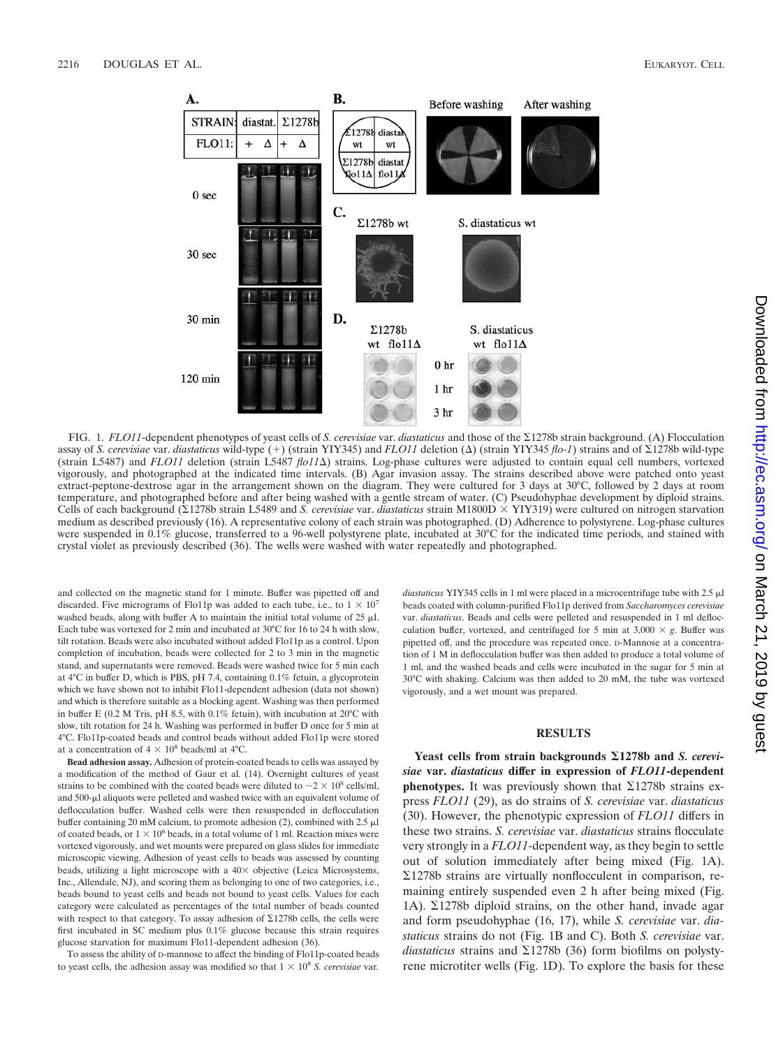FIG. 1. *FLO11*-dependent phenotypes of yeast cells of *S. cerevisiae* var. *diastaticus* and those of the Σ1278b strain background. (A) Flocculation assay of *S. cerevisiae* var. *diastaticus* wild-type (+) (strain YIY345) and *FLO11* deletion (Δ) (strain YIY345 *flo-1*) strains and of Σ1278b wild-type (strain L5487) and *FLO11* deletion (strain L5487 *flo11*Δ) strains. Log-phase cultures were adjusted to contain equal cell numbers, vortexed vigorously, and photographed at the indicated time intervals. (B) Agar invasion assay. The strains described above were patched onto yeast extract-peptone-dextrose agar in the arrangement shown on the diagram. They were cultured for 3 days at 30°C, followed by 2 days at room temperature, and photographed before and after being washed with a gentle stream of water. (C) Pseudohyphae development by diploid strains. Cells of each background (Σ1278b strain L5489 and *S. cerevisiae* var. *diastaticus* strain M1800D × YIY319) were cultured on nitrogen starvation medium as described previously (16). A representative colony of each strain was photographed. (D) Adherence to polystyrene. Log-phase cultures were suspended in 0.1% glucose, transferred to a 96-well polystyrene plate, incubated at 30°C for the indicated time periods, and stained with crystal violet as previously described (36). The wells were washed with water repeatedly and photographed.

and collected on the magnetic stand for 1 minute. Buffer was pipetted off and discarded. Five micrograms of Flo11p was added to each tube, i.e., to $1 \times 10^7$ washed beads, along with buffer A to maintain the initial total volume of 25 μl. Each tube was vortexed for 2 min and incubated at 30°C for 16 to 24 h with slow, tilt rotation. Beads were also incubated without added Flo11p as a control. Upon completion of incubation, beads were collected for 2 to 3 min in the magnetic stand, and supernatants were removed. Beads were washed twice for 5 min each at 4°C in buffer D, which is PBS, pH 7.4, containing 0.1% fetuin, a glycoprotein which we have shown not to inhibit Flo11-dependent adhesion (data not shown) and which is therefore suitable as a blocking agent. Washing was then performed in buffer E (0.2 M Tris, pH 8.5, with 0.1% fetuin), with incubation at 20°C with slow, tilt rotation for 24 h. Washing was performed in buffer D once for 5 min at 4°C. Flo11p-coated beads and control beads without added Flo11p were stored at a concentration of $4 \times 10^8$ beads/ml at 4°C.

**Bead adhesion assay.** Adhesion of protein-coated beads to cells was assayed by a modification of the method of Gaur et al. (14). Overnight cultures of yeast strains to be combined with the coated beads were diluted to $\sim 2 \times 10^8$ cells/ml, and 500-μl aliquots were pelleted and washed twice with an equivalent volume of deflocculation buffer. Washed cells were then resuspended in deflocculation buffer containing 20 mM calcium, to promote adhesion (2), combined with 2.5 μl of coated beads, or $1 \times 10^6$ beads, in a total volume of 1 ml. Reaction mixes were vortexed vigorously, and wet mounts were prepared on glass slides for immediate microscopic viewing. Adhesion of yeast cells to beads was assessed by counting beads, utilizing a light microscope with a 40× objective (Leica Microsystems, Inc., Allendale, NJ), and scoring them as belonging to one of two categories, i.e., beads bound to yeast cells and beads not bound to yeast cells. Values for each category were calculated as percentages of the total number of beads counted with respect to that category. To assay adhesion of Σ1278b cells, the cells were first incubated in SC medium plus 0.1% glucose because this strain requires glucose starvation for maximum Flo11-dependent adhesion (36).

To assess the ability of D-mannose to affect the binding of Flo11p-coated beads to yeast cells, the adhesion assay was modified so that $1 \times 10^8$ *S. cerevisiae* var. *diastaticus* YIY345 cells in 1 ml were placed in a microcentrifuge tube with 2.5 μl beads coated with column-purified Flo11p derived from *Saccharomyces cerevisiae* var. *diastaticus*. Beads and cells were pelleted and resuspended in 1 ml deflocculation buffer, vortexed, and centrifuged for 5 min at 3,000 × *g*. Buffer was pipetted off, and the procedure was repeated once. D-Mannose at a concentration of 1 M in deflocculation buffer was then added to produce a total volume of 1 ml, and the washed beads and cells were incubated in the sugar for 5 min at 30°C with shaking. Calcium was then added to 20 mM, the tube was vortexed vigorously, and a wet mount was prepared.

## RESULTS

**Yeast cells from strain backgrounds Σ1278b and *S. cerevisiae* var. *diastaticus* differ in expression of *FLO11*-dependent phenotypes.** It was previously shown that Σ1278b strains express *FLO11* (29), as do strains of *S. cerevisiae* var. *diastaticus* (30). However, the phenotypic expression of *FLO11* differs in these two strains. *S. cerevisiae* var. *diastaticus* strains flocculate very strongly in a *FLO11*-dependent way, as they begin to settle out of solution immediately after being mixed (Fig. 1A). Σ1278b strains are virtually nonflocculent in comparison, remaining entirely suspended even 2 h after being mixed (Fig. 1A). Σ1278b diploid strains, on the other hand, invade agar and form pseudohyphae (16, 17), while *S. cerevisiae* var. *diastaticus* strains do not (Fig. 1B and C). Both *S. cerevisiae* var. *diastaticus* strains and Σ1278b (36) form biofilms on polystyrene microtiter wells (Fig. 1D). To explore the basis for these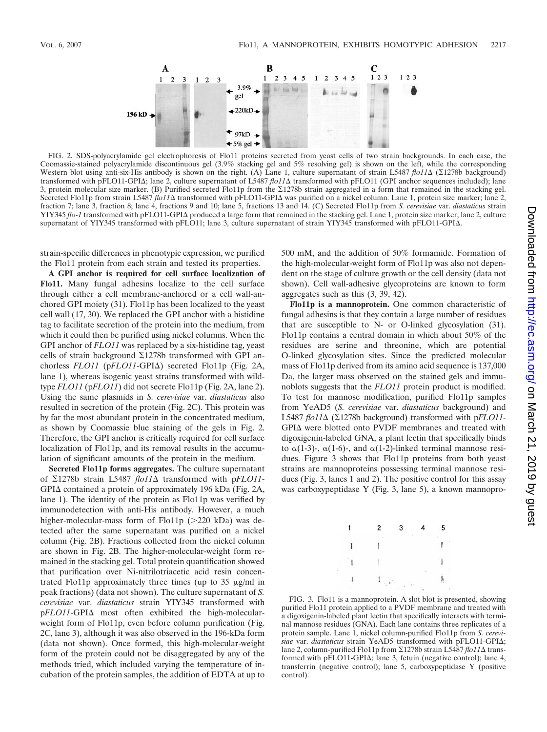FIG. 2. SDS-polyacrylamide gel electrophoresis of Flo11 proteins secreted from yeast cells of two strain backgrounds. In each case, the Coomassie-stained polyacrylamide discontinuous gel (3.9% stacking gel and 5% resolving gel) is shown on the left, while the corresponding Western blot using anti-six-His antibody is shown on the right. (A) Lane 1, culture supernatant of strain L5487 *flo11*Δ (Σ1278b background) transformed with pFLO11-GPIΔ; lane 2, culture supernatant of L5487 *flo11*Δ transformed with pFLO11 (GPI anchor sequences included); lane 3, protein molecular size marker. (B) Purified secreted Flo11p from the Σ1278b strain aggregated in a form that remained in the stacking gel. Secreted Flo11p from strain L5487 *flo11*Δ transformed with pFLO11-GPIΔ was purified on a nickel column. Lane 1, protein size marker; lane 2, fraction 7; lane 3, fraction 8; lane 4, fractions 9 and 10; lane 5, fractions 13 and 14. (C) Secreted Flo11p from *S. cerevisiae* var. *diastaticus* strain YIY345 *flo-1* transformed with pFLO11-GPIΔ produced a large form that remained in the stacking gel. Lane 1, protein size marker; lane 2, culture supernatant of YIY345 transformed with pFLO11; lane 3, culture supernatant of strain YIY345 transformed with pFLO11-GPIΔ.

strain-specific differences in phenotypic expression, we purified the Flo11 protein from each strain and tested its properties.

**A GPI anchor is required for cell surface localization of Flo11.** Many fungal adhesins localize to the cell surface through either a cell membrane-anchored or a cell wall-anchored GPI moiety (31). Flo11p has been localized to the yeast cell wall (17, 30). We replaced the GPI anchor with a histidine tag to facilitate secretion of the protein into the medium, from which it could then be purified using nickel columns. When the GPI anchor of *FLO11* was replaced by a six-histidine tag, yeast cells of strain background Σ1278b transformed with GPI anchorless *FLO11* (p*FLO11*-GPIΔ) secreted Flo11p (Fig. 2A, lane 1), whereas isogenic yeast strains transformed with wild-type *FLO11* (p*FLO11*) did not secrete Flo11p (Fig. 2A, lane 2). Using the same plasmids in *S. cerevisiae* var. *diastaticus* also resulted in secretion of the protein (Fig. 2C). This protein was by far the most abundant protein in the concentrated medium, as shown by Coomassie blue staining of the gels in Fig. 2. Therefore, the GPI anchor is critically required for cell surface localization of Flo11p, and its removal results in the accumulation of significant amounts of the protein in the medium.

**Secreted Flo11p forms aggregates.** The culture supernatant of Σ1278b strain L5487 *flo11*Δ transformed with p*FLO11*-GPIΔ contained a protein of approximately 196 kDa (Fig. 2A, lane 1). The identity of the protein as Flo11p was verified by immunodetection with anti-His antibody. However, a much higher-molecular-mass form of Flo11p (>220 kDa) was detected after the same supernatant was purified on a nickel column (Fig. 2B). Fractions collected from the nickel column are shown in Fig. 2B. The higher-molecular-weight form remained in the stacking gel. Total protein quantification showed that purification over Ni-nitrilotriacetic acid resin concentrated Flo11p approximately three times (up to 35 μg/ml in peak fractions) (data not shown). The culture supernatant of *S. cerevisiae* var. *diastaticus* strain YIY345 transformed with p*FLO11*-GPIΔ most often exhibited the high-molecular-weight form of Flo11p, even before column purification (Fig. 2C, lane 3), although it was also observed in the 196-kDa form (data not shown). Once formed, this high-molecular-weight form of the protein could not be disaggregated by any of the methods tried, which included varying the temperature of incubation of the protein samples, the addition of EDTA at up to 500 mM, and the addition of 50% formamide. Formation of the high-molecular-weight form of Flo11p was also not dependent on the stage of culture growth or the cell density (data not shown). Cell wall-adhesive glycoproteins are known to form aggregates such as this (3, 39, 42).

**Flo11p is a mannoprotein.** One common characteristic of fungal adhesins is that they contain a large number of residues that are susceptible to N- or O-linked glycosylation (31). Flo11p contains a central domain in which about 50% of the residues are serine and threonine, which are potential O-linked glycosylation sites. Since the predicted molecular mass of Flo11p derived from its amino acid sequence is 137,000 Da, the larger mass observed on the stained gels and immunoblots suggests that the *FLO11* protein product is modified. To test for mannose modification, purified Flo11p samples from YeAD5 (*S. cerevisiae* var. *diastaticus* background) and L5487 *flo11*Δ (Σ1278b background) transformed with p*FLO11*-GPIΔ were blotted onto PVDF membranes and treated with digoxigenin-labeled GNA, a plant lectin that specifically binds to α(1-3)-, α(1-6)-, and α(1-2)-linked terminal mannose residues. Figure 3 shows that Flo11p proteins from both yeast strains are mannoproteins possessing terminal mannose residues (Fig. 3, lanes 1 and 2). The positive control for this assay was carboxypeptidase Y (Fig. 3, lane 5), a known mannopro-

FIG. 3. Flo11 is a mannoprotein. A slot blot is presented, showing purified Flo11 protein applied to a PVDF membrane and treated with a digoxigenin-labeled plant lectin that specifically interacts with terminal mannose residues (GNA). Each lane contains three replicates of a protein sample. Lane 1, nickel column-purified Flo11p from *S. cerevisiae* var. *diastaticus* strain YeAD5 transformed with pFLO11-GPIΔ; lane 2, column-purified Flo11p from Σ1278b strain L5487 *flo11*Δ transformed with pFLO11-GPIΔ; lane 3, fetuin (negative control); lane 4, transferrin (negative control); lane 5, carboxypeptidase Y (positive control).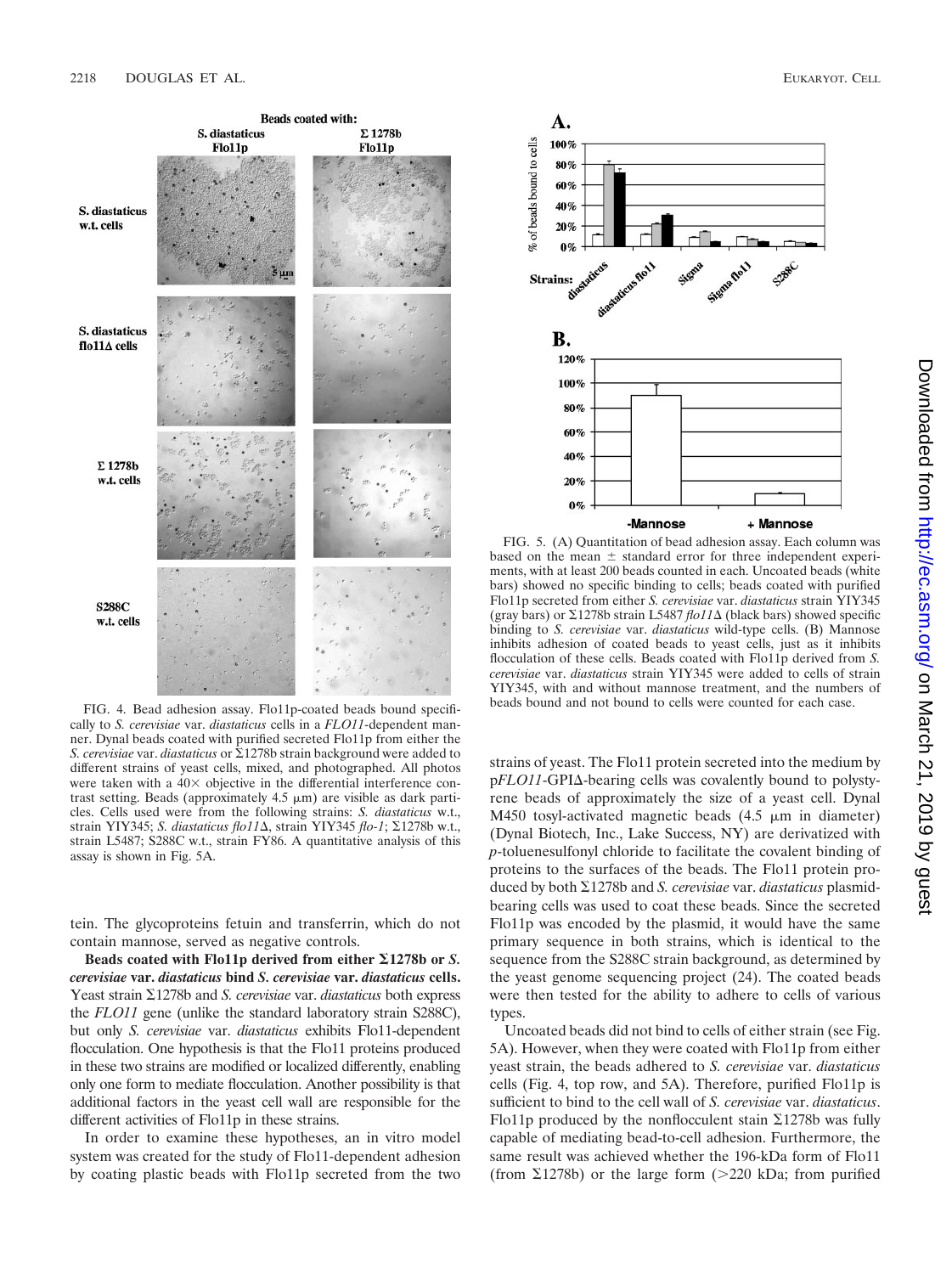FIG. 4. Bead adhesion assay. Flo11p-coated beads bound specifically to *S. cerevisiae* var. *diastaticus* cells in a *FLO11*-dependent manner. Dynal beads coated with purified secreted Flo11p from either the *S. cerevisiae* var. *diastaticus* or Σ1278b strain background were added to different strains of yeast cells, mixed, and photographed. All photos were taken with a 40× objective in the differential interference contrast setting. Beads (approximately 4.5 μm) are visible as dark particles. Cells used were from the following strains: *S. diastaticus* w.t., strain YIY345; *S. diastaticus flo11*Δ, strain YIY345 *flo-1*; Σ1278b w.t., strain L5487; S288C w.t., strain FY86. A quantitative analysis of this assay is shown in Fig. 5A.

FIG. 5. (A) Quantitation of bead adhesion assay. Each column was based on the mean ± standard error for three independent experiments, with at least 200 beads counted in each. Uncoated beads (white bars) showed no specific binding to cells; beads coated with purified Flo11p secreted from either *S. cerevisiae* var. *diastaticus* strain YIY345 (gray bars) or Σ1278b strain L5487 *flo11*Δ (black bars) showed specific binding to *S. cerevisiae* var. *diastaticus* wild-type cells. (B) Mannose inhibits adhesion of coated beads to yeast cells, just as it inhibits flocculation of these cells. Beads coated with Flo11p derived from *S. cerevisiae* var. *diastaticus* strain YIY345 were added to cells of strain YIY345, with and without mannose treatment, and the numbers of beads bound and not bound to cells were counted for each case.

tein. The glycoproteins fetuin and transferrin, which do not contain mannose, served as negative controls.

**Beads coated with Flo11p derived from either Σ1278b or *S. cerevisiae* var. *diastaticus* bind *S. cerevisiae* var. *diastaticus* cells.** Yeast strain Σ1278b and *S. cerevisiae* var. *diastaticus* both express the *FLO11* gene (unlike the standard laboratory strain S288C), but only *S. cerevisiae* var. *diastaticus* exhibits Flo11-dependent flocculation. One hypothesis is that the Flo11 proteins produced in these two strains are modified or localized differently, enabling only one form to mediate flocculation. Another possibility is that additional factors in the yeast cell wall are responsible for the different activities of Flo11p in these strains.

In order to examine these hypotheses, an in vitro model system was created for the study of Flo11-dependent adhesion by coating plastic beads with Flo11p secreted from the two strains of yeast. The Flo11 protein secreted into the medium by p*FLO11*-GPIΔ-bearing cells was covalently bound to polystyrene beads of approximately the size of a yeast cell. Dynal M450 tosyl-activated magnetic beads (4.5 μm in diameter) (Dynal Biotech, Inc., Lake Success, NY) are derivatized with *p*-toluenesulfonyl chloride to facilitate the covalent binding of proteins to the surfaces of the beads. The Flo11 protein produced by both Σ1278b and *S. cerevisiae* var. *diastaticus* plasmid-bearing cells was used to coat these beads. Since the secreted Flo11p was encoded by the plasmid, it would have the same primary sequence in both strains, which is identical to the sequence from the S288C strain background, as determined by the yeast genome sequencing project (24). The coated beads were then tested for the ability to adhere to cells of various types.

Uncoated beads did not bind to cells of either strain (see Fig. 5A). However, when they were coated with Flo11p from either yeast strain, the beads adhered to *S. cerevisiae* var. *diastaticus* cells (Fig. 4, top row, and 5A). Therefore, purified Flo11p is sufficient to bind to the cell wall of *S. cerevisiae* var. *diastaticus*. Flo11p produced by the nonflocculent strain Σ1278b was fully capable of mediating bead-to-cell adhesion. Furthermore, the same result was achieved whether the 196-kDa form of Flo11 (from Σ1278b) or the large form (>220 kDa; from purified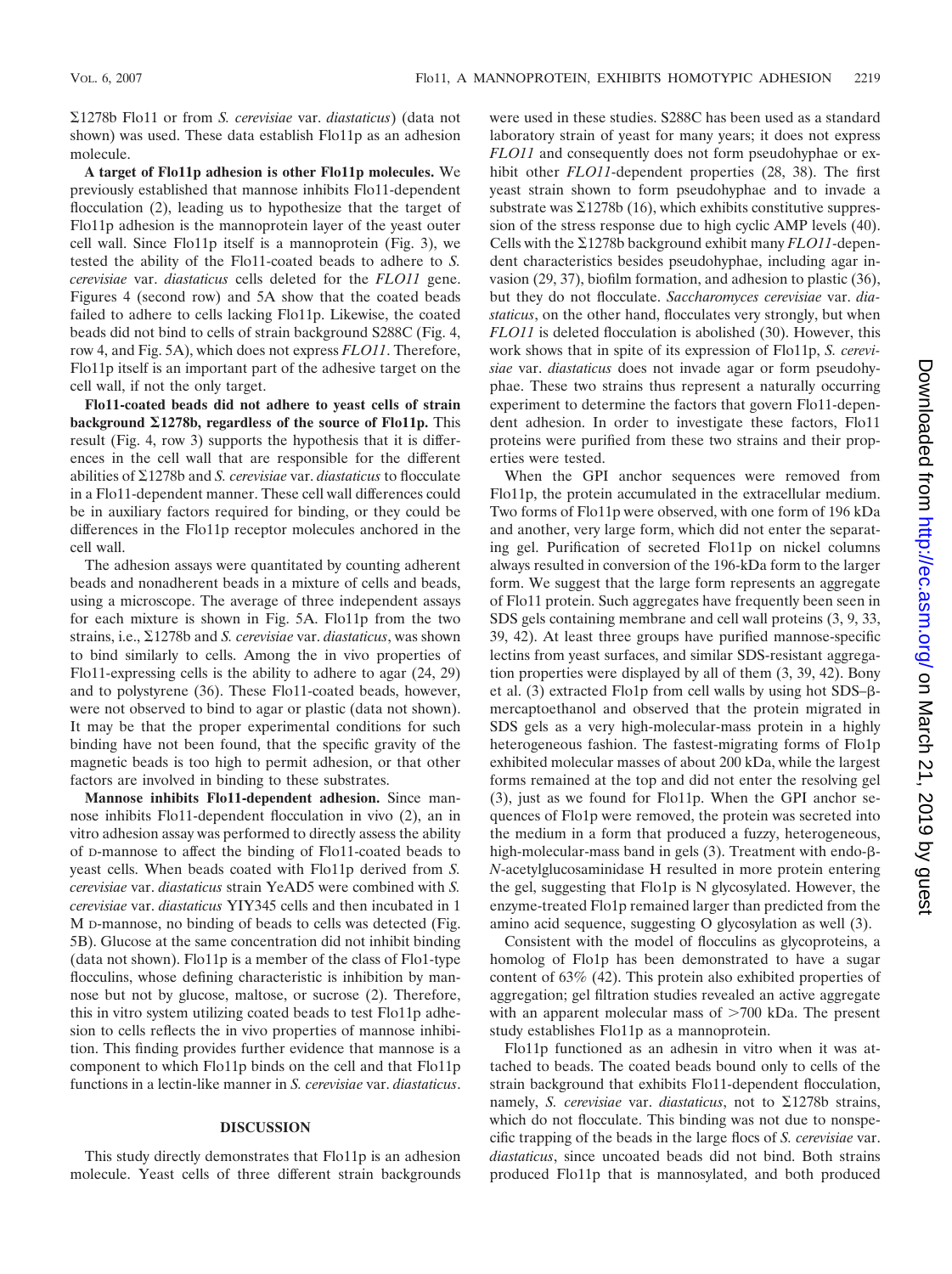Σ1278b Flo11 or from *S. cerevisiae* var. *diastaticus*) (data not shown) was used. These data establish Flo11p as an adhesion molecule.

**A target of Flo11p adhesion is other Flo11p molecules.** We previously established that mannose inhibits Flo11-dependent flocculation (2), leading us to hypothesize that the target of Flo11p adhesion is the mannoprotein layer of the yeast outer cell wall. Since Flo11p itself is a mannoprotein (Fig. 3), we tested the ability of the Flo11-coated beads to adhere to *S. cerevisiae* var. *diastaticus* cells deleted for the *FLO11* gene. Figures 4 (second row) and 5A show that the coated beads failed to adhere to cells lacking Flo11p. Likewise, the coated beads did not bind to cells of strain background S288C (Fig. 4, row 4, and Fig. 5A), which does not express *FLO11*. Therefore, Flo11p itself is an important part of the adhesive target on the cell wall, if not the only target.

**Flo11-coated beads did not adhere to yeast cells of strain background Σ1278b, regardless of the source of Flo11p.** This result (Fig. 4, row 3) supports the hypothesis that it is differences in the cell wall that are responsible for the different abilities of Σ1278b and *S. cerevisiae* var. *diastaticus* to flocculate in a Flo11-dependent manner. These cell wall differences could be in auxiliary factors required for binding, or they could be differences in the Flo11p receptor molecules anchored in the cell wall.

The adhesion assays were quantitated by counting adherent beads and nonadherent beads in a mixture of cells and beads, using a microscope. The average of three independent assays for each mixture is shown in Fig. 5A. Flo11p from the two strains, i.e., Σ1278b and *S. cerevisiae* var. *diastaticus*, was shown to bind similarly to cells. Among the in vivo properties of Flo11-expressing cells is the ability to adhere to agar (24, 29) and to polystyrene (36). These Flo11-coated beads, however, were not observed to bind to agar or plastic (data not shown). It may be that the proper experimental conditions for such binding have not been found, that the specific gravity of the magnetic beads is too high to permit adhesion, or that other factors are involved in binding to these substrates.

**Mannose inhibits Flo11-dependent adhesion.** Since mannose inhibits Flo11-dependent flocculation in vivo (2), an in vitro adhesion assay was performed to directly assess the ability of D-mannose to affect the binding of Flo11-coated beads to yeast cells. When beads coated with Flo11p derived from *S. cerevisiae* var. *diastaticus* strain YeAD5 were combined with *S. cerevisiae* var. *diastaticus* YIY345 cells and then incubated in 1 M D-mannose, no binding of beads to cells was detected (Fig. 5B). Glucose at the same concentration did not inhibit binding (data not shown). Flo11p is a member of the class of Flo1-type flocculins, whose defining characteristic is inhibition by mannose but not by glucose, maltose, or sucrose (2). Therefore, this in vitro system utilizing coated beads to test Flo11p adhesion to cells reflects the in vivo properties of mannose inhibition. This finding provides further evidence that mannose is a component to which Flo11p binds on the cell and that Flo11p functions in a lectin-like manner in *S. cerevisiae* var. *diastaticus*.

## DISCUSSION

This study directly demonstrates that Flo11p is an adhesion molecule. Yeast cells of three different strain backgrounds were used in these studies. S288C has been used as a standard laboratory strain of yeast for many years; it does not express *FLO11* and consequently does not form pseudohyphae or exhibit other *FLO11*-dependent properties (28, 38). The first yeast strain shown to form pseudohyphae and to invade a substrate was Σ1278b (16), which exhibits constitutive suppression of the stress response due to high cyclic AMP levels (40). Cells with the Σ1278b background exhibit many *FLO11*-dependent characteristics besides pseudohyphae, including agar invasion (29, 37), biofilm formation, and adhesion to plastic (36), but they do not flocculate. *Saccharomyces cerevisiae* var. *diastaticus*, on the other hand, flocculates very strongly, but when *FLO11* is deleted flocculation is abolished (30). However, this work shows that in spite of its expression of Flo11p, *S. cerevisiae* var. *diastaticus* does not invade agar or form pseudohyphae. These two strains thus represent a naturally occurring experiment to determine the factors that govern Flo11-dependent adhesion. In order to investigate these factors, Flo11 proteins were purified from these two strains and their properties were tested.

When the GPI anchor sequences were removed from Flo11p, the protein accumulated in the extracellular medium. Two forms of Flo11p were observed, with one form of 196 kDa and another, very large form, which did not enter the separating gel. Purification of secreted Flo11p on nickel columns always resulted in conversion of the 196-kDa form to the larger form. We suggest that the large form represents an aggregate of Flo11 protein. Such aggregates have frequently been seen in SDS gels containing membrane and cell wall proteins (3, 9, 33, 39, 42). At least three groups have purified mannose-specific lectins from yeast surfaces, and similar SDS-resistant aggregation properties were displayed by all of them (3, 39, 42). Bony et al. (3) extracted Flo1p from cell walls by using hot SDS–β-mercaptoethanol and observed that the protein migrated in SDS gels as a very high-molecular-mass protein in a highly heterogeneous fashion. The fastest-migrating forms of Flo1p exhibited molecular masses of about 200 kDa, while the largest forms remained at the top and did not enter the resolving gel (3), just as we found for Flo11p. When the GPI anchor sequences of Flo1p were removed, the protein was secreted into the medium in a form that produced a fuzzy, heterogeneous, high-molecular-mass band in gels (3). Treatment with endo-β-*N*-acetylglucosaminidase H resulted in more protein entering the gel, suggesting that Flo1p is N glycosylated. However, the enzyme-treated Flo1p remained larger than predicted from the amino acid sequence, suggesting O glycosylation as well (3).

Consistent with the model of flocculins as glycoproteins, a homolog of Flo1p has been demonstrated to have a sugar content of 63% (42). This protein also exhibited properties of aggregation; gel filtration studies revealed an active aggregate with an apparent molecular mass of >700 kDa. The present study establishes Flo11p as a mannoprotein.

Flo11p functioned as an adhesin in vitro when it was attached to beads. The coated beads bound only to cells of the strain background that exhibits Flo11-dependent flocculation, namely, *S. cerevisiae* var. *diastaticus*, not to Σ1278b strains, which do not flocculate. This binding was not due to nonspecific trapping of the beads in the large flocs of *S. cerevisiae* var. *diastaticus*, since uncoated beads did not bind. Both strains produced Flo11p that is mannosylated, and both produced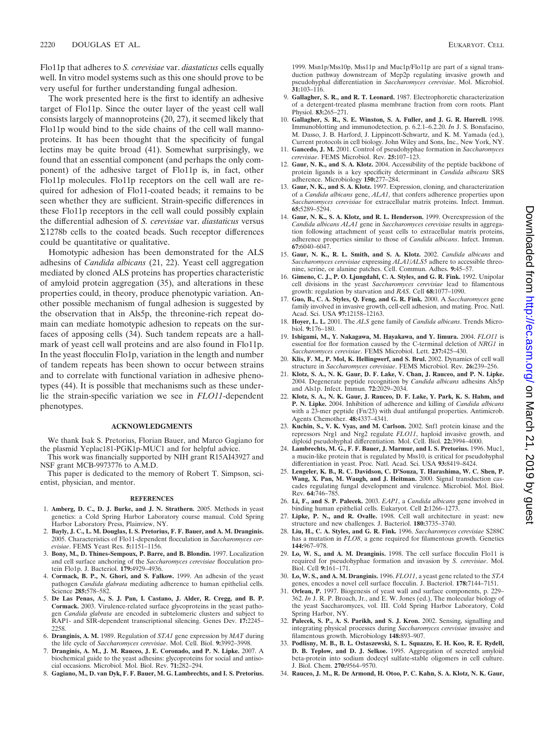Flo11p that adheres to *S. cerevisiae* var. *diastaticus* cells equally well. In vitro model systems such as this one should prove to be very useful for further understanding fungal adhesion.

The work presented here is the first to identify an adhesive target of Flo11p. Since the outer layer of the yeast cell wall consists largely of mannoproteins (20, 27), it seemed likely that Flo11p would bind to the side chains of the cell wall mannoproteins. It has been thought that the specificity of fungal lectins may be quite broad (41). Somewhat surprisingly, we found that an essential component (and perhaps the only component) of the adhesive target of Flo11p is, in fact, other Flo11p molecules. Flo11p receptors on the cell wall are required for adhesion of Flo11-coated beads; it remains to be seen whether they are sufficient. Strain-specific differences in these Flo11p receptors in the cell wall could possibly explain the differential adhesion of *S. cerevisiae* var. *diastaticus* versus Σ1278b cells to the coated beads. Such receptor differences could be quantitative or qualitative.

Homotypic adhesion has been demonstrated for the ALS adhesins of *Candida albicans* (21, 22). Yeast cell aggregation mediated by cloned ALS proteins has properties characteristic of amyloid protein aggregation (35), and alterations in these properties could, in theory, produce phenotypic variation. Another possible mechanism of fungal adhesion is suggested by the observation that in Als5p, the threonine-rich repeat domain can mediate homotypic adhesion to repeats on the surfaces of apposing cells (34). Such tandem repeats are a hallmark of yeast cell wall proteins and are also found in Flo11p. In the yeast flocculin Flo1p, variation in the length and number of tandem repeats has been shown to occur between strains and to correlate with functional variation in adhesive phenotypes (44). It is possible that mechanisms such as these underlie the strain-specific variation we see in *FLO11*-dependent phenotypes.

## ACKNOWLEDGMENTS

We thank Isak S. Pretorius, Florian Bauer, and Marco Gagiano for the plasmid Yeplac181-PGK1p-MUC1 and for helpful advice.

This work was financially supported by NIH grant R15AI43927 and NSF grant MCB-9973776 to A.M.D.

This paper is dedicated to the memory of Robert T. Simpson, scientist, physician, and mentor.

## REFERENCES

1. **Amberg, D. C., D. J. Burke, and J. N. Strathern.** 2005. Methods in yeast genetics: a Cold Spring Harbor Laboratory course manual. Cold Spring Harbor Laboratory Press, Plainview, NY.
2. **Bayly, J. C., L. M. Douglas, I. S. Pretorius, F. F. Bauer, and A. M. Dranginis.** 2005. Characteristics of Flo11-dependent flocculation in *Saccharomyces cerevisiae*. FEMS Yeast Res. **5:**1151–1156.
3. **Bony, M., D. Thines-Sempoux, P. Barre, and B. Blondin.** 1997. Localization and cell surface anchoring of the *Saccharomyces cerevisiae* flocculation protein Flo1p. J. Bacteriol. **179:**4929–4936.
4. **Cormack, B. P., N. Ghori, and S. Falkow.** 1999. An adhesin of the yeast pathogen *Candida glabrata* mediating adherence to human epithelial cells. Science **285:**578–582.
5. **De Las Penas, A., S. J. Pan, I. Castano, J. Alder, R. Cregg, and B. P. Cormack.** 2003. Virulence-related surface glycoproteins in the yeast pathogen *Candida glabrata* are encoded in subtelomeric clusters and subject to RAP1- and SIR-dependent transcriptional silencing. Genes Dev. **17:**2245–2258.
6. **Dranginis, A. M.** 1989. Regulation of *STA1* gene expression by *MAT* during the life cycle of *Saccharomyces cerevisiae*. Mol. Cell. Biol. **9:**3992–3998.
7. **Dranginis, A. M., J. M. Rauceo, J. E. Coronado, and P. N. Lipke.** 2007. A biochemical guide to the yeast adhesins: glycoproteins for social and antisocial occasions. Microbiol. Mol. Biol. Rev. **71:**282–294.
8. **Gagiano, M., D. van Dyk, F. F. Bauer, M. G. Lambrechts, and I. S. Pretorius.** 1999. Msn1p/Mss10p, Mss11p and Muc1p/Flo11p are part of a signal transduction pathway downstream of Mep2p regulating invasive growth and pseudohyphal differentiation in *Saccharomyces cerevisiae*. Mol. Microbiol. **31:**103–116.
9. **Gallagher, S. R., and R. T. Leonard.** 1987. Electrophoretic characterization of a detergent-treated plasma membrane fraction from corn roots. Plant Physiol. **83:**265–271.
10. **Gallagher, S. R., S. E. Winston, S. A. Fuller, and J. G. R. Hurrell.** 1998. Immunoblotting and immunodetection, p. 6.2.1–6.2.20. *In* J. S. Bonafacino, M. Dasso, J. B. Harford, J. Lippincott-Schwartz, and K. M. Yamada (ed.), Current protocols in cell biology. John Wiley and Sons, Inc., New York, NY.
11. **Gancedo, J. M.** 2001. Control of pseudohyphae formation in *Saccharomyces cerevisiae*. FEMS Microbiol. Rev. **25:**107–123.
12. **Gaur, N. K., and S. A. Klotz.** 2004. Accessibility of the peptide backbone of protein ligands is a key specificity determinant in *Candida albicans* SRS adherence. Microbiology **150:**277–284.
13. **Gaur, N. K., and S. A. Klotz.** 1997. Expression, cloning, and characterization of a *Candida albicans* gene, *ALA1*, that confers adherence properties upon *Saccharomyces cerevisiae* for extracellular matrix proteins. Infect. Immun. **65:**5289–5294.
14. **Gaur, N. K., S. A. Klotz, and R. L. Henderson.** 1999. Overexpression of the *Candida albicans ALA1* gene in *Saccharomyces cerevisiae* results in aggregation following attachment of yeast cells to extracellular matrix proteins, adherence properties similar to those of *Candida albicans*. Infect. Immun. **67:**6040–6047.
15. **Gaur, N. K., R. L. Smith, and S. A. Klotz.** 2002. *Candida albicans* and *Saccharomyces cerevisiae* expressing *ALA1*/*ALS5* adhere to accessible threonine, serine, or alanine patches. Cell. Commun. Adhes. **9:**45–57.
16. **Gimeno, C. J., P. O. Ljungdahl, C. A. Styles, and G. R. Fink.** 1992. Unipolar cell divisions in the yeast *Saccharomyces cerevisiae* lead to filamentous growth: regulation by starvation and *RAS*. Cell **68:**1077–1090.
17. **Guo, B., C. A. Styles, Q. Feng, and G. R. Fink.** 2000. A *Saccharomyces* gene family involved in invasive growth, cell-cell adhesion, and mating. Proc. Natl. Acad. Sci. USA **97:**12158–12163.
18. **Hoyer, L. L.** 2001. The *ALS* gene family of *Candida albicans*. Trends Microbiol. **9:**176–180.
19. **Ishigami, M., Y. Nakagawa, M. Hayakawa, and Y. Iimura.** 2004. *FLO11* is essential for flor formation caused by the C-terminal deletion of *NRG1* in *Saccharomyces cerevisiae*. FEMS Microbiol. Lett. **237:**425–430.
20. **Klis, F. M., P. Mol, K. Hellingwerf, and S. Brul.** 2002. Dynamics of cell wall structure in *Saccharomyces cerevisiae*. FEMS Microbiol. Rev. **26:**239–256.
21. **Klotz, S. A., N. K. Gaur, D. F. Lake, V. Chan, J. Rauceo, and P. N. Lipke.** 2004. Degenerate peptide recognition by *Candida albicans* adhesins Als5p and Als1p. Infect. Immun. **72:**2029–2034.
22. **Klotz, S. A., N. K. Gaur, J. Rauceo, D. F. Lake, Y. Park, K. S. Hahm, and P. N. Lipke.** 2004. Inhibition of adherence and killing of *Candida albicans* with a 23-mer peptide (Fn/23) with dual antifungal properties. Antimicrob. Agents Chemother. **48:**4337–4341.
23. **Kuchin, S., V. K. Vyas, and M. Carlson.** 2002. Snf1 protein kinase and the repressors Nrg1 and Nrg2 regulate *FLO11*, haploid invasive growth, and diploid pseudohyphal differentiation. Mol. Cell. Biol. **22:**3994–4000.
24. **Lambrechts, M. G., F. F. Bauer, J. Marmur, and I. S. Pretorius.** 1996. Muc1, a mucin-like protein that is regulated by Mss10, is critical for pseudohyphal differentiation in yeast. Proc. Natl. Acad. Sci. USA **93:**8419–8424.
25. **Lengeler, K. B., R. C. Davidson, C. D'Souza, T. Harashima, W. C. Shen, P. Wang, X. Pan, M. Waugh, and J. Heitman.** 2000. Signal transduction cascades regulating fungal development and virulence. Microbiol. Mol. Biol. Rev. **64:**746–785.
26. **Li, F., and S. P. Palecek.** 2003. *EAP1*, a *Candida albicans* gene involved in binding human epithelial cells. Eukaryot. Cell **2:**1266–1273.
27. **Lipke, P. N., and R. Ovalle.** 1998. Cell wall architecture in yeast: new structure and new challenges. J. Bacteriol. **180:**3735–3740.
28. **Liu, H., C. A. Styles, and G. R. Fink.** 1996. *Saccharomyces cerevisiae* S288C has a mutation in *FLO8*, a gene required for filamentous growth. Genetics **144:**967–978.
29. **Lo, W. S., and A. M. Dranginis.** 1998. The cell surface flocculin Flo11 is required for pseudohyphae formation and invasion by *S. cerevisiae*. Mol. Biol. Cell **9:**161–171.
30. **Lo, W. S., and A. M. Dranginis.** 1996. *FLO11*, a yeast gene related to the *STA* genes, encodes a novel cell surface flocculin. J. Bacteriol. **178:**7144–7151.
31. **Orlean, P.** 1997. Biogenesis of yeast wall and surface components, p. 229–362. *In* J. R. P. Broach, Jr., and E. W. Jones (ed.), The molecular biology of the yeast Saccharomyces, vol. III. Cold Spring Harbor Laboratory, Cold Spring Harbor, NY.
32. **Palecek, S. P., A. S. Parikh, and S. J. Kron.** 2002. Sensing, signalling and integrating physical processes during *Saccharomyces cerevisiae* invasive and filamentous growth. Microbiology **148:**893–907.
33. **Podlisny, M. B., B. L. Ostaszewski, S. L. Squazzo, E. H. Koo, R. E. Rydell, D. B. Teplow, and D. J. Selkoe.** 1995. Aggregation of secreted amyloid beta-protein into sodium dodecyl sulfate-stable oligomers in cell culture. J. Biol. Chem. **270:**9564–9570.
34. **Rauceo, J. M., R. De Armond, H. Otoo, P. C. Kahn, S. A. Klotz, N. K. Gaur,**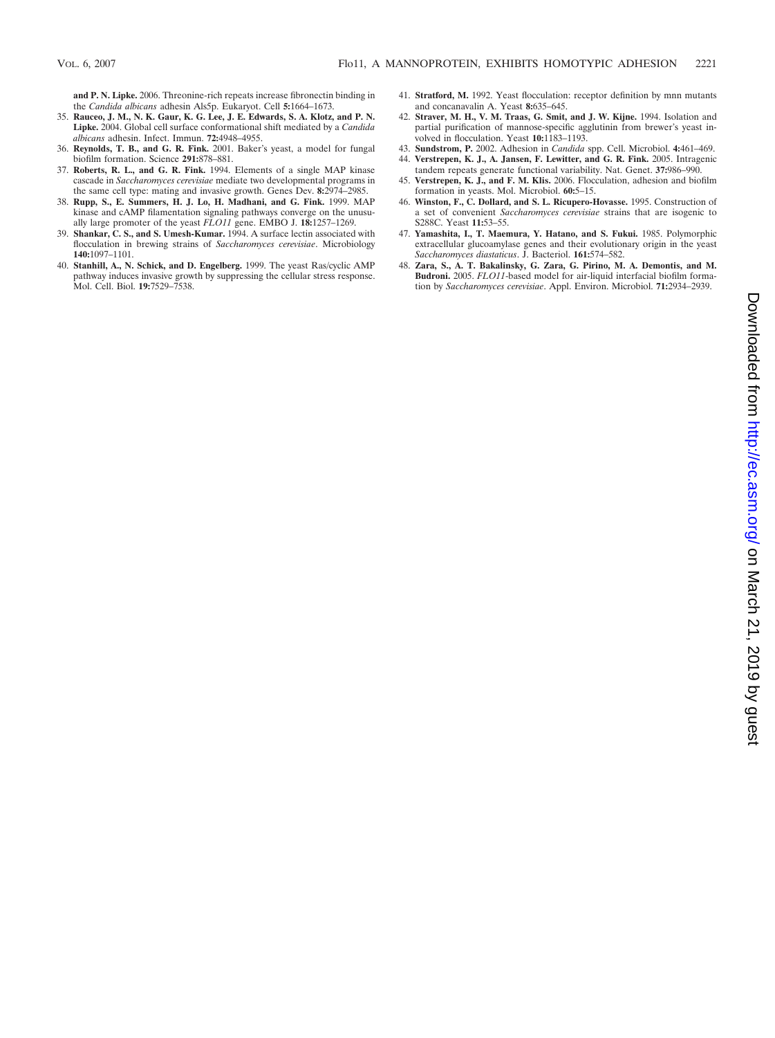and P. N. Lipke. 2006. Threonine-rich repeats increase fibronectin binding in the *Candida albicans* adhesin Als5p. Eukaryot. Cell **5:**1664–1673.

35. **Rauceo, J. M., N. K. Gaur, K. G. Lee, J. E. Edwards, S. A. Klotz, and P. N. Lipke.** 2004. Global cell surface conformational shift mediated by a *Candida albicans* adhesin. Infect. Immun. **72:**4948–4955.
36. **Reynolds, T. B., and G. R. Fink.** 2001. Baker's yeast, a model for fungal biofilm formation. Science **291:**878–881.
37. **Roberts, R. L., and G. R. Fink.** 1994. Elements of a single MAP kinase cascade in *Saccharomyces cerevisiae* mediate two developmental programs in the same cell type: mating and invasive growth. Genes Dev. **8:**2974–2985.
38. **Rupp, S., E. Summers, H. J. Lo, H. Madhani, and G. Fink.** 1999. MAP kinase and cAMP filamentation signaling pathways converge on the unusually large promoter of the yeast *FLO11* gene. EMBO J. **18:**1257–1269.
39. **Shankar, C. S., and S. Umesh-Kumar.** 1994. A surface lectin associated with flocculation in brewing strains of *Saccharomyces cerevisiae*. Microbiology **140:**1097–1101.
40. **Stanhill, A., N. Schick, and D. Engelberg.** 1999. The yeast Ras/cyclic AMP pathway induces invasive growth by suppressing the cellular stress response. Mol. Cell. Biol. **19:**7529–7538.
41. **Stratford, M.** 1992. Yeast flocculation: receptor definition by mnn mutants and concanavalin A. Yeast **8:**635–645.
42. **Straver, M. H., V. M. Traas, G. Smit, and J. W. Kijne.** 1994. Isolation and partial purification of mannose-specific agglutinin from brewer's yeast involved in flocculation. Yeast **10:**1183–1193.
43. **Sundstrom, P.** 2002. Adhesion in *Candida* spp. Cell. Microbiol. **4:**461–469.
44. **Verstrepen, K. J., A. Jansen, F. Lewitter, and G. R. Fink.** 2005. Intragenic tandem repeats generate functional variability. Nat. Genet. **37:**986–990.
45. **Verstrepen, K. J., and F. M. Klis.** 2006. Flocculation, adhesion and biofilm formation in yeasts. Mol. Microbiol. **60:**5–15.
46. **Winston, F., C. Dollard, and S. L. Ricupero-Hovasse.** 1995. Construction of a set of convenient *Saccharomyces cerevisiae* strains that are isogenic to S288C. Yeast **11:**53–55.
47. **Yamashita, I., T. Maemura, Y. Hatano, and S. Fukui.** 1985. Polymorphic extracellular glucoamylase genes and their evolutionary origin in the yeast *Saccharomyces diastaticus*. J. Bacteriol. **161:**574–582.
48. **Zara, S., A. T. Bakalinsky, G. Zara, G. Pirino, M. A. Demontis, and M. Budroni.** 2005. *FLO11*-based model for air-liquid interfacial biofilm formation by *Saccharomyces cerevisiae*. Appl. Environ. Microbiol. **71:**2934–2939.